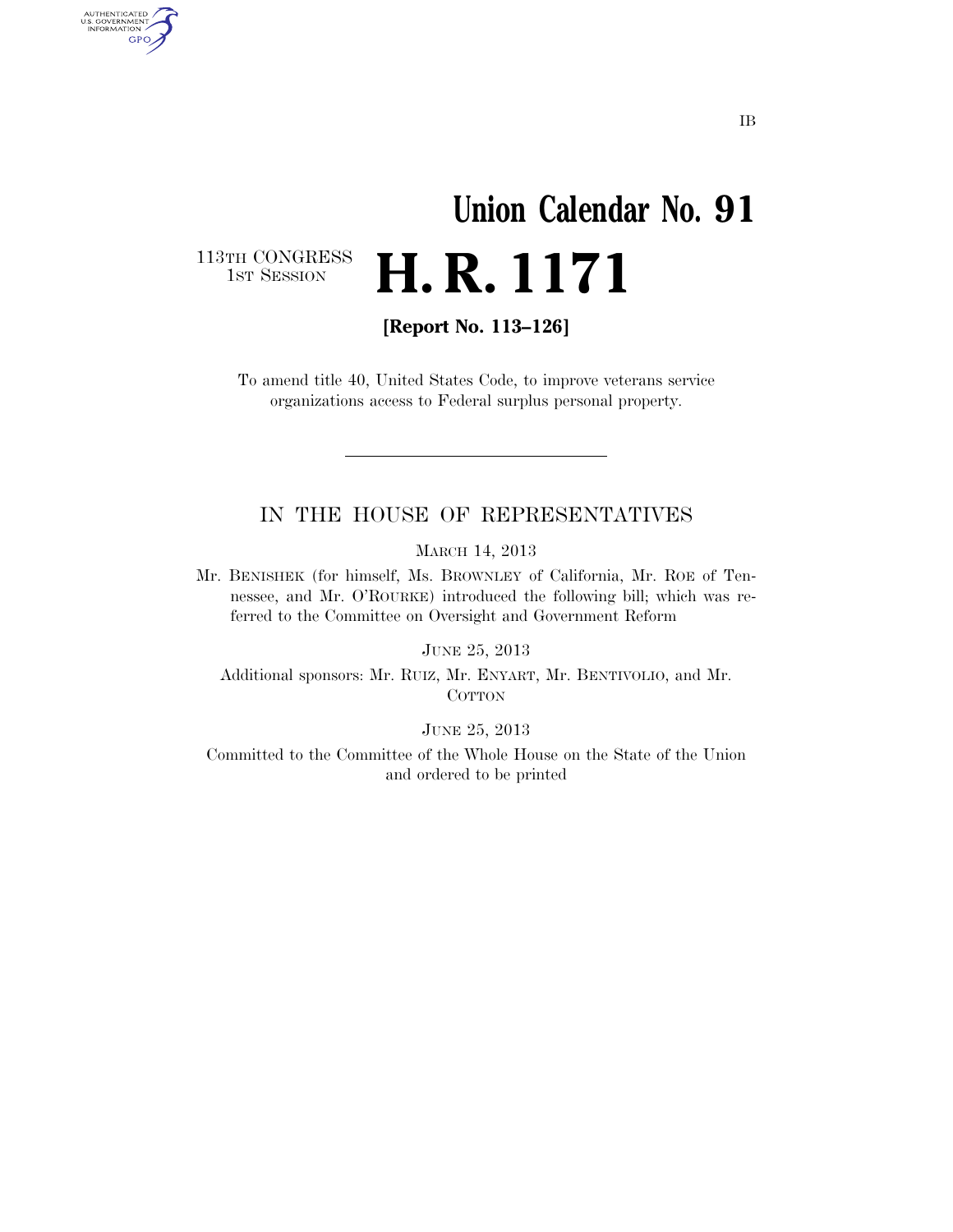IB

# Union Calendar No. 91

113TH CONGRESS
1ST SESSION

# H. R. 1171

**[Report No. 113–126]**

To amend title 40, United States Code, to improve veterans service organizations access to Federal surplus personal property.

---

## IN THE HOUSE OF REPRESENTATIVES

MARCH 14, 2013

Mr. BENISHEK (for himself, Ms. BROWNLEY of California, Mr. ROE of Tennessee, and Mr. O'ROURKE) introduced the following bill; which was referred to the Committee on Oversight and Government Reform

JUNE 25, 2013

Additional sponsors: Mr. RUIZ, Mr. ENYART, Mr. BENTIVOLIO, and Mr. COTTON

JUNE 25, 2013

Committed to the Committee of the Whole House on the State of the Union and ordered to be printed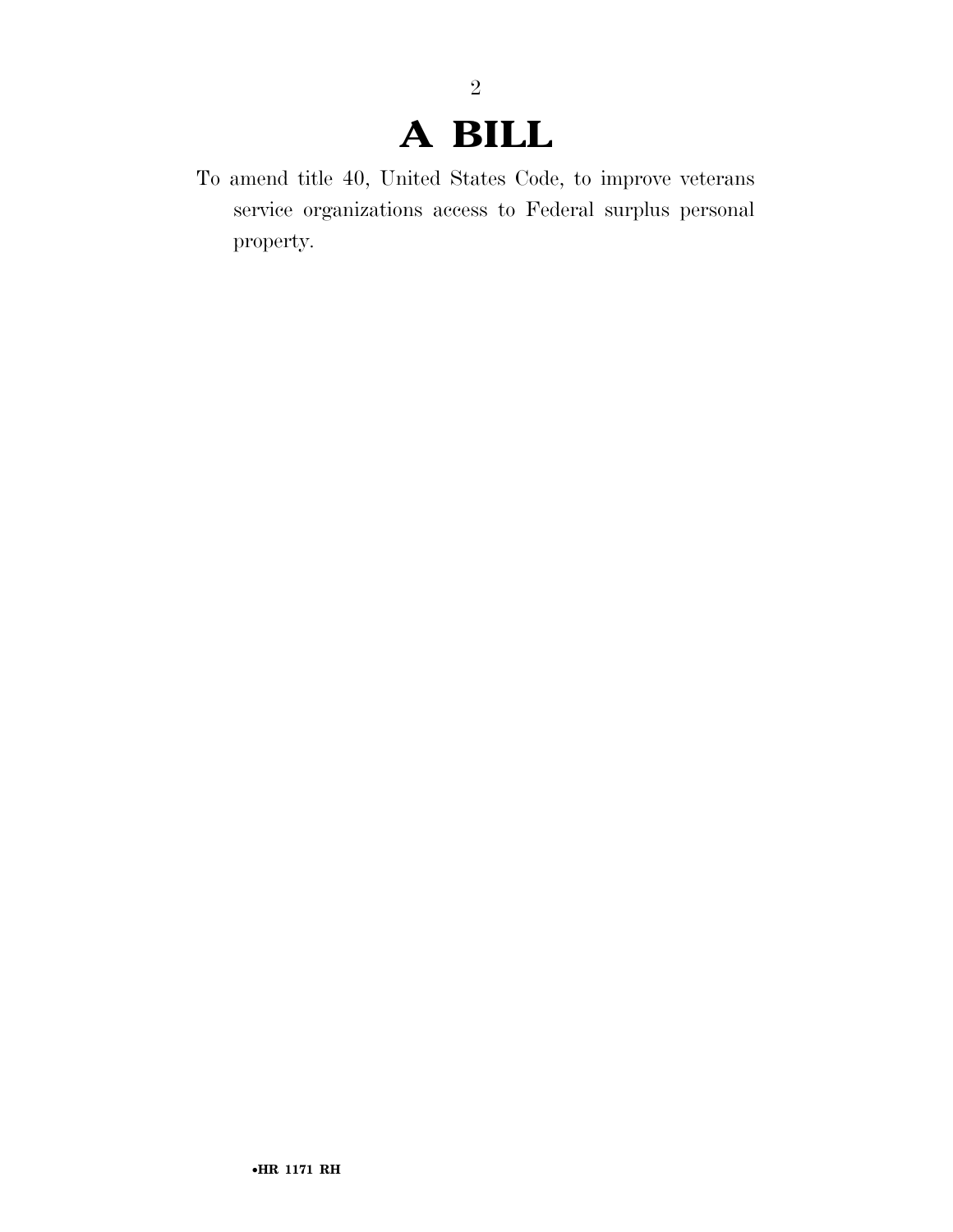# A BILL

To amend title 40, United States Code, to improve veterans service organizations access to Federal surplus personal property.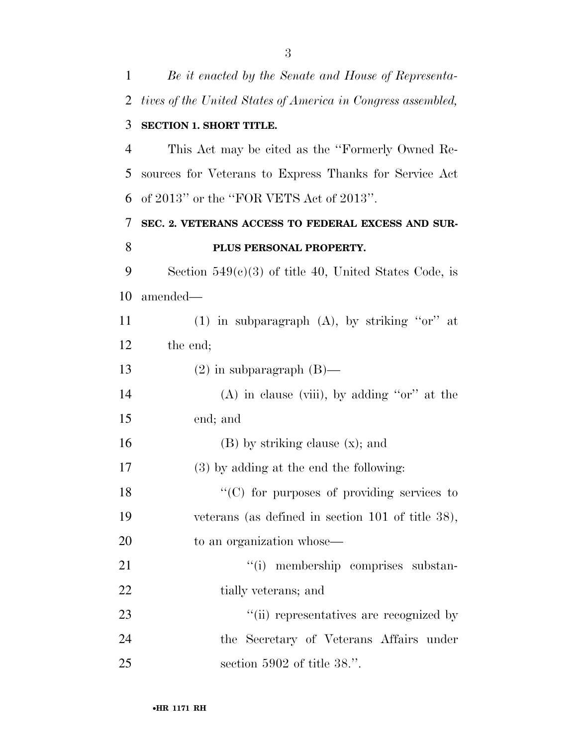*Be it enacted by the Senate and House of Representatives of the United States of America in Congress assembled,*

**SECTION 1. SHORT TITLE.**

This Act may be cited as the ''Formerly Owned Resources for Veterans to Express Thanks for Service Act of 2013'' or the ''FOR VETS Act of 2013''.

**SEC. 2. VETERANS ACCESS TO FEDERAL EXCESS AND SURPLUS PERSONAL PROPERTY.**

Section 549(c)(3) of title 40, United States Code, is amended—

(1) in subparagraph (A), by striking ''or'' at the end;

(2) in subparagraph (B)—

(A) in clause (viii), by adding ''or'' at the end; and

(B) by striking clause (x); and

(3) by adding at the end the following:

''(C) for purposes of providing services to veterans (as defined in section 101 of title 38), to an organization whose—

''(i) membership comprises substantially veterans; and

''(ii) representatives are recognized by the Secretary of Veterans Affairs under section 5902 of title 38.''.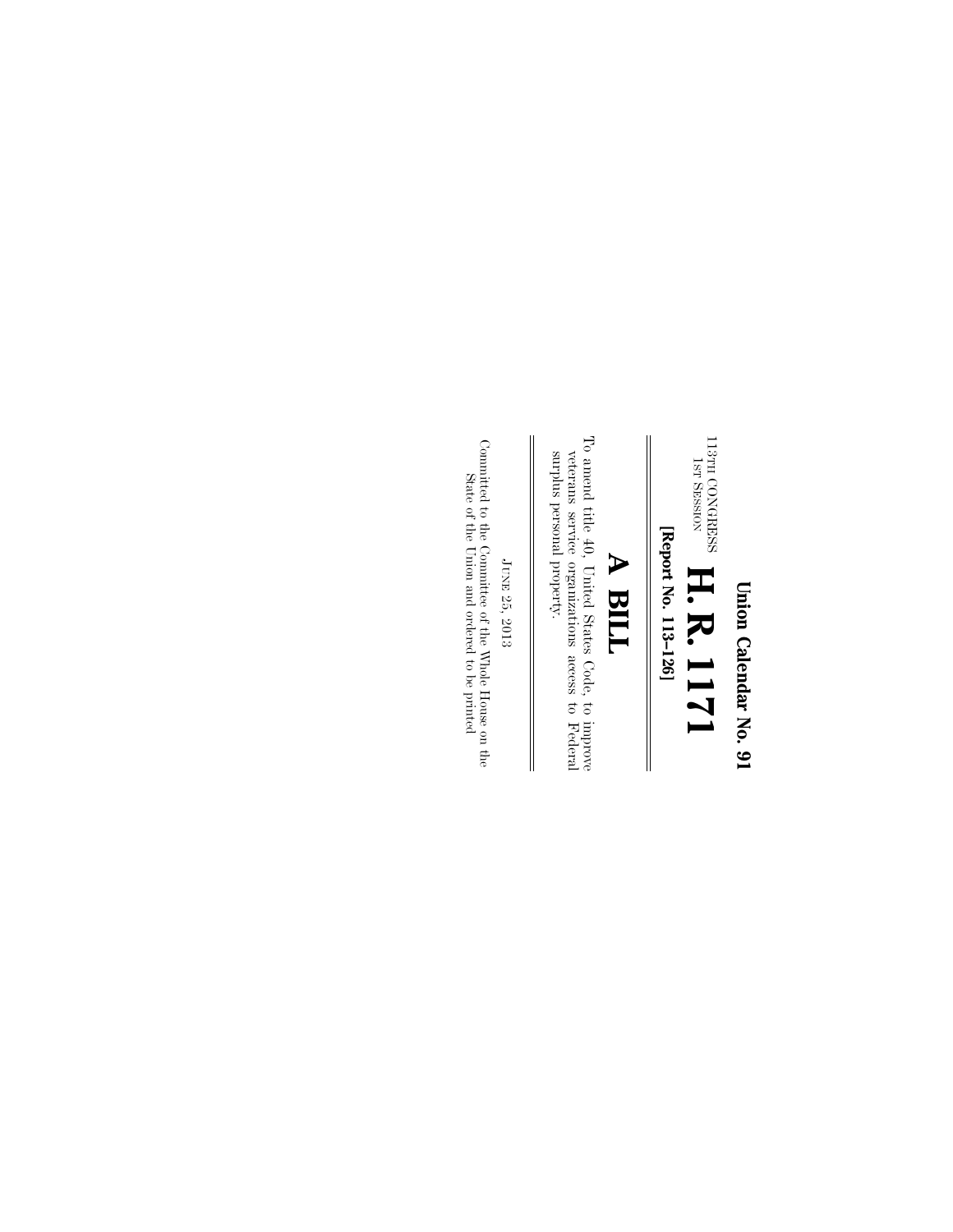# Union Calendar No. 91

113TH CONGRESS
1ST SESSION

# H. R. 1171

**[Report No. 113–126]**

# A BILL

To amend title 40, United States Code, to improve veterans service organizations access to Federal surplus personal property.

JUNE 25, 2013

Committed to the Committee of the Whole House on the State of the Union and ordered to be printed